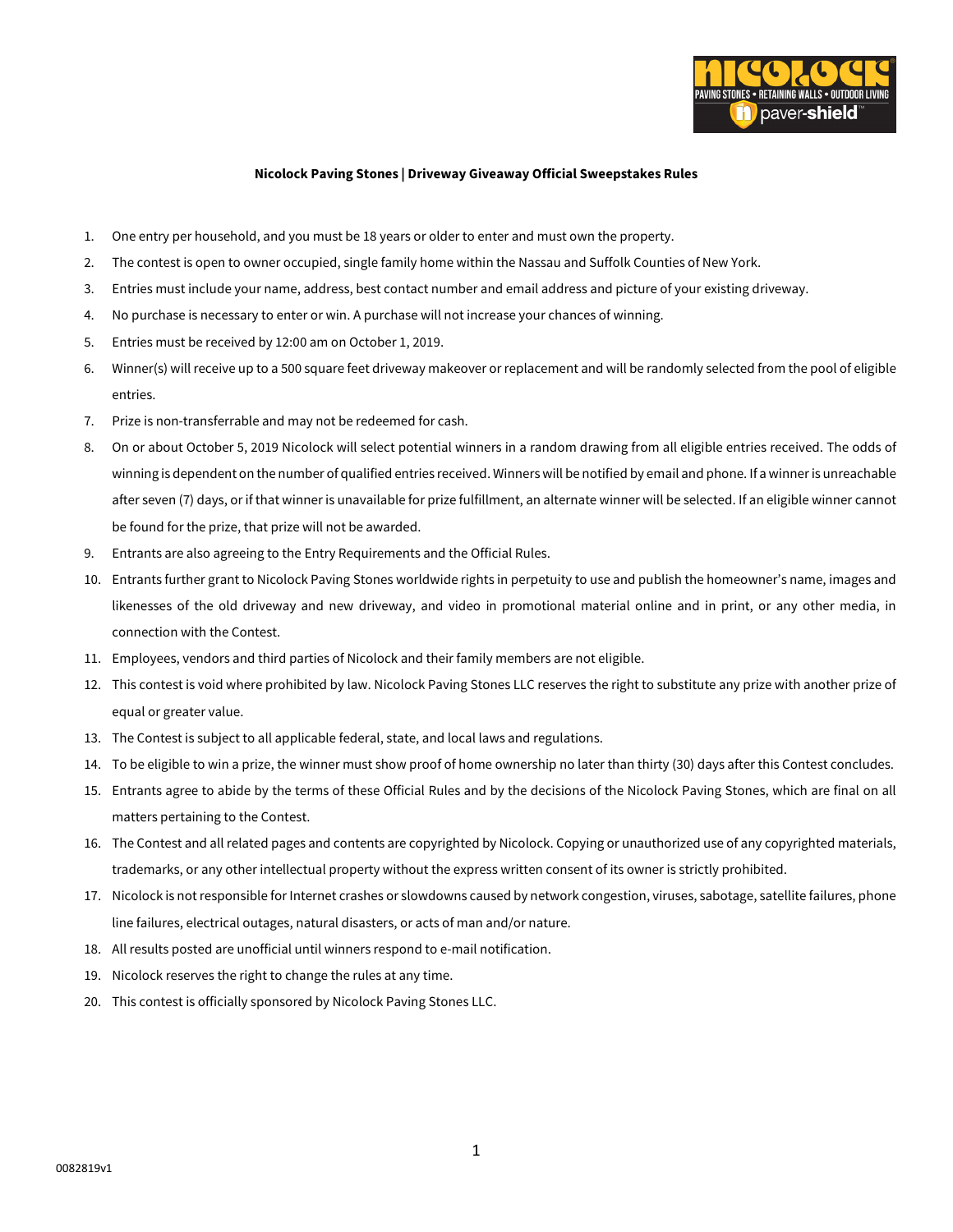**Nicolock Paving Stones | Driveway Giveaway Official Sweepstakes Rules**

1. One entry per household, and you must be 18 years or older to enter and must own the property.
2. The contest is open to owner occupied, single family home within the Nassau and Suffolk Counties of New York.
3. Entries must include your name, address, best contact number and email address and picture of your existing driveway.
4. No purchase is necessary to enter or win. A purchase will not increase your chances of winning.
5. Entries must be received by 12:00 am on October 1, 2019.
6. Winner(s) will receive up to a 500 square feet driveway makeover or replacement and will be randomly selected from the pool of eligible entries.
7. Prize is non-transferrable and may not be redeemed for cash.
8. On or about October 5, 2019 Nicolock will select potential winners in a random drawing from all eligible entries received. The odds of winning is dependent on the number of qualified entries received. Winners will be notified by email and phone. If a winner is unreachable after seven (7) days, or if that winner is unavailable for prize fulfillment, an alternate winner will be selected. If an eligible winner cannot be found for the prize, that prize will not be awarded.
9. Entrants are also agreeing to the Entry Requirements and the Official Rules.
10. Entrants further grant to Nicolock Paving Stones worldwide rights in perpetuity to use and publish the homeowner's name, images and likenesses of the old driveway and new driveway, and video in promotional material online and in print, or any other media, in connection with the Contest.
11. Employees, vendors and third parties of Nicolock and their family members are not eligible.
12. This contest is void where prohibited by law. Nicolock Paving Stones LLC reserves the right to substitute any prize with another prize of equal or greater value.
13. The Contest is subject to all applicable federal, state, and local laws and regulations.
14. To be eligible to win a prize, the winner must show proof of home ownership no later than thirty (30) days after this Contest concludes.
15. Entrants agree to abide by the terms of these Official Rules and by the decisions of the Nicolock Paving Stones, which are final on all matters pertaining to the Contest.
16. The Contest and all related pages and contents are copyrighted by Nicolock. Copying or unauthorized use of any copyrighted materials, trademarks, or any other intellectual property without the express written consent of its owner is strictly prohibited.
17. Nicolock is not responsible for Internet crashes or slowdowns caused by network congestion, viruses, sabotage, satellite failures, phone line failures, electrical outages, natural disasters, or acts of man and/or nature.
18. All results posted are unofficial until winners respond to e-mail notification.
19. Nicolock reserves the right to change the rules at any time.
20. This contest is officially sponsored by Nicolock Paving Stones LLC.

0082819v1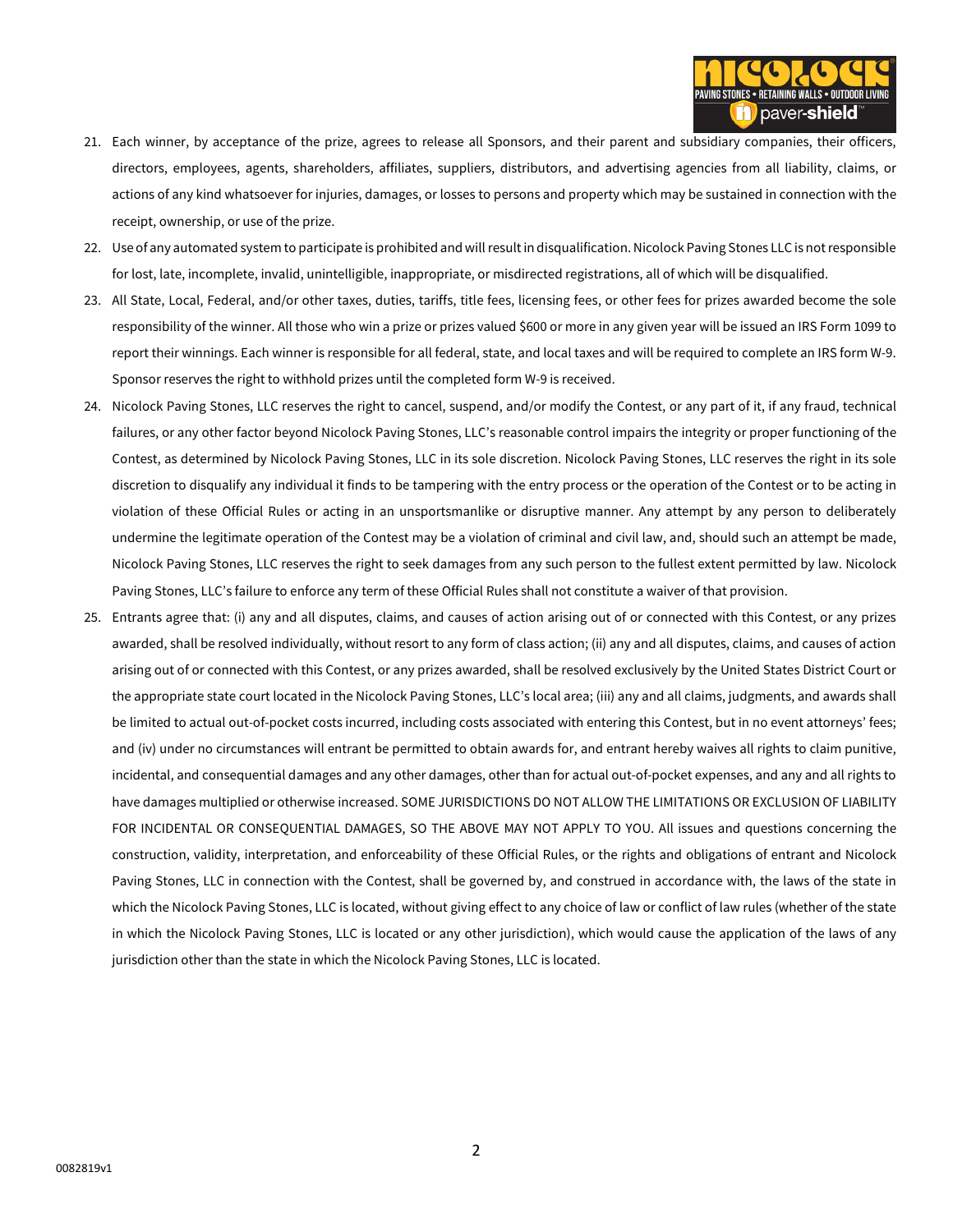21. Each winner, by acceptance of the prize, agrees to release all Sponsors, and their parent and subsidiary companies, their officers, directors, employees, agents, shareholders, affiliates, suppliers, distributors, and advertising agencies from all liability, claims, or actions of any kind whatsoever for injuries, damages, or losses to persons and property which may be sustained in connection with the receipt, ownership, or use of the prize.
22. Use of any automated system to participate is prohibited and will result in disqualification. Nicolock Paving Stones LLC is not responsible for lost, late, incomplete, invalid, unintelligible, inappropriate, or misdirected registrations, all of which will be disqualified.
23. All State, Local, Federal, and/or other taxes, duties, tariffs, title fees, licensing fees, or other fees for prizes awarded become the sole responsibility of the winner. All those who win a prize or prizes valued $600 or more in any given year will be issued an IRS Form 1099 to report their winnings. Each winner is responsible for all federal, state, and local taxes and will be required to complete an IRS form W-9. Sponsor reserves the right to withhold prizes until the completed form W-9 is received.
24. Nicolock Paving Stones, LLC reserves the right to cancel, suspend, and/or modify the Contest, or any part of it, if any fraud, technical failures, or any other factor beyond Nicolock Paving Stones, LLC's reasonable control impairs the integrity or proper functioning of the Contest, as determined by Nicolock Paving Stones, LLC in its sole discretion. Nicolock Paving Stones, LLC reserves the right in its sole discretion to disqualify any individual it finds to be tampering with the entry process or the operation of the Contest or to be acting in violation of these Official Rules or acting in an unsportsmanlike or disruptive manner. Any attempt by any person to deliberately undermine the legitimate operation of the Contest may be a violation of criminal and civil law, and, should such an attempt be made, Nicolock Paving Stones, LLC reserves the right to seek damages from any such person to the fullest extent permitted by law. Nicolock Paving Stones, LLC's failure to enforce any term of these Official Rules shall not constitute a waiver of that provision.
25. Entrants agree that: (i) any and all disputes, claims, and causes of action arising out of or connected with this Contest, or any prizes awarded, shall be resolved individually, without resort to any form of class action; (ii) any and all disputes, claims, and causes of action arising out of or connected with this Contest, or any prizes awarded, shall be resolved exclusively by the United States District Court or the appropriate state court located in the Nicolock Paving Stones, LLC's local area; (iii) any and all claims, judgments, and awards shall be limited to actual out-of-pocket costs incurred, including costs associated with entering this Contest, but in no event attorneys' fees; and (iv) under no circumstances will entrant be permitted to obtain awards for, and entrant hereby waives all rights to claim punitive, incidental, and consequential damages and any other damages, other than for actual out-of-pocket expenses, and any and all rights to have damages multiplied or otherwise increased. SOME JURISDICTIONS DO NOT ALLOW THE LIMITATIONS OR EXCLUSION OF LIABILITY FOR INCIDENTAL OR CONSEQUENTIAL DAMAGES, SO THE ABOVE MAY NOT APPLY TO YOU. All issues and questions concerning the construction, validity, interpretation, and enforceability of these Official Rules, or the rights and obligations of entrant and Nicolock Paving Stones, LLC in connection with the Contest, shall be governed by, and construed in accordance with, the laws of the state in which the Nicolock Paving Stones, LLC is located, without giving effect to any choice of law or conflict of law rules (whether of the state in which the Nicolock Paving Stones, LLC is located or any other jurisdiction), which would cause the application of the laws of any jurisdiction other than the state in which the Nicolock Paving Stones, LLC is located.